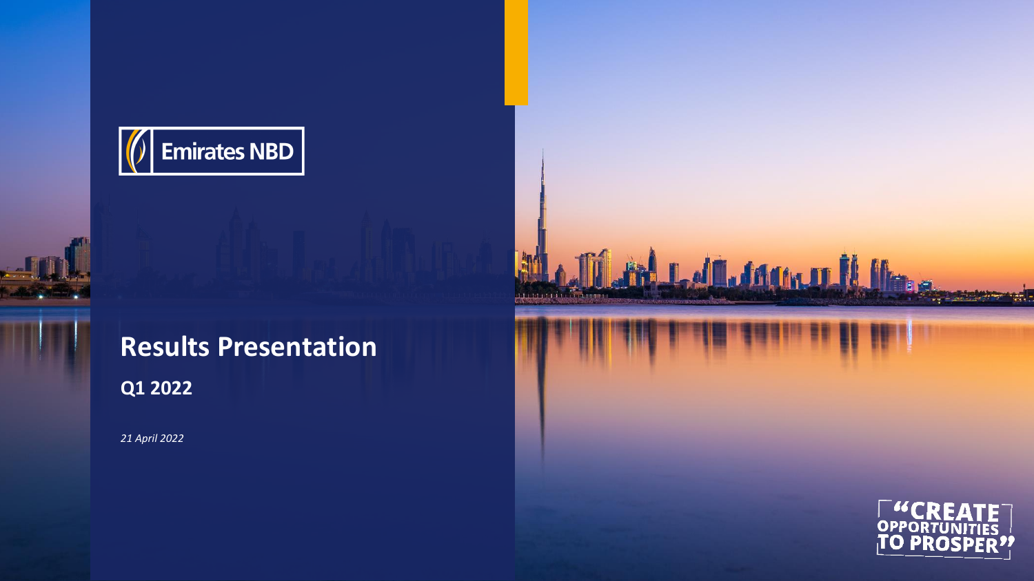Emirates NBD

# Results Presentation

## Q1 2022

*21 April 2022*

"CREATE OPPORTUNITIES TO PROSPER"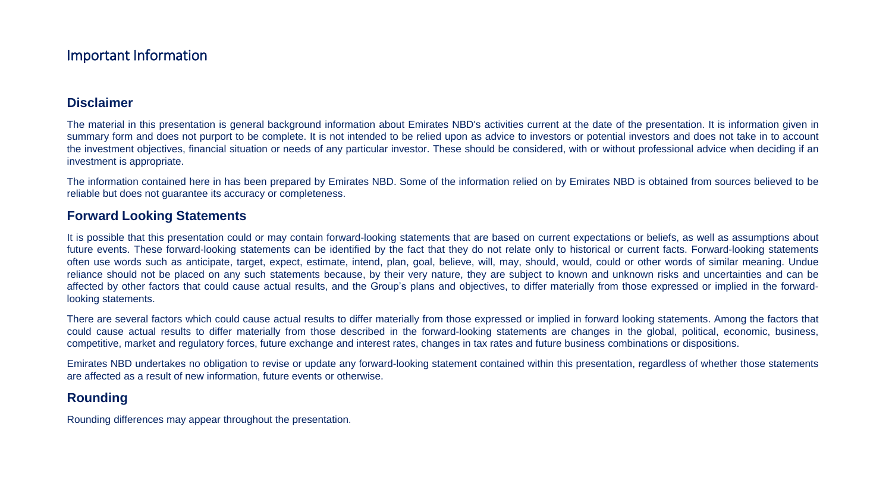# Important Information

## Disclaimer

The material in this presentation is general background information about Emirates NBD's activities current at the date of the presentation. It is information given in summary form and does not purport to be complete. It is not intended to be relied upon as advice to investors or potential investors and does not take in to account the investment objectives, financial situation or needs of any particular investor. These should be considered, with or without professional advice when deciding if an investment is appropriate.

The information contained here in has been prepared by Emirates NBD. Some of the information relied on by Emirates NBD is obtained from sources believed to be reliable but does not guarantee its accuracy or completeness.

## Forward Looking Statements

It is possible that this presentation could or may contain forward-looking statements that are based on current expectations or beliefs, as well as assumptions about future events. These forward-looking statements can be identified by the fact that they do not relate only to historical or current facts. Forward-looking statements often use words such as anticipate, target, expect, estimate, intend, plan, goal, believe, will, may, should, would, could or other words of similar meaning. Undue reliance should not be placed on any such statements because, by their very nature, they are subject to known and unknown risks and uncertainties and can be affected by other factors that could cause actual results, and the Group's plans and objectives, to differ materially from those expressed or implied in the forward-looking statements.

There are several factors which could cause actual results to differ materially from those expressed or implied in forward looking statements. Among the factors that could cause actual results to differ materially from those described in the forward-looking statements are changes in the global, political, economic, business, competitive, market and regulatory forces, future exchange and interest rates, changes in tax rates and future business combinations or dispositions.

Emirates NBD undertakes no obligation to revise or update any forward-looking statement contained within this presentation, regardless of whether those statements are affected as a result of new information, future events or otherwise.

## Rounding

Rounding differences may appear throughout the presentation.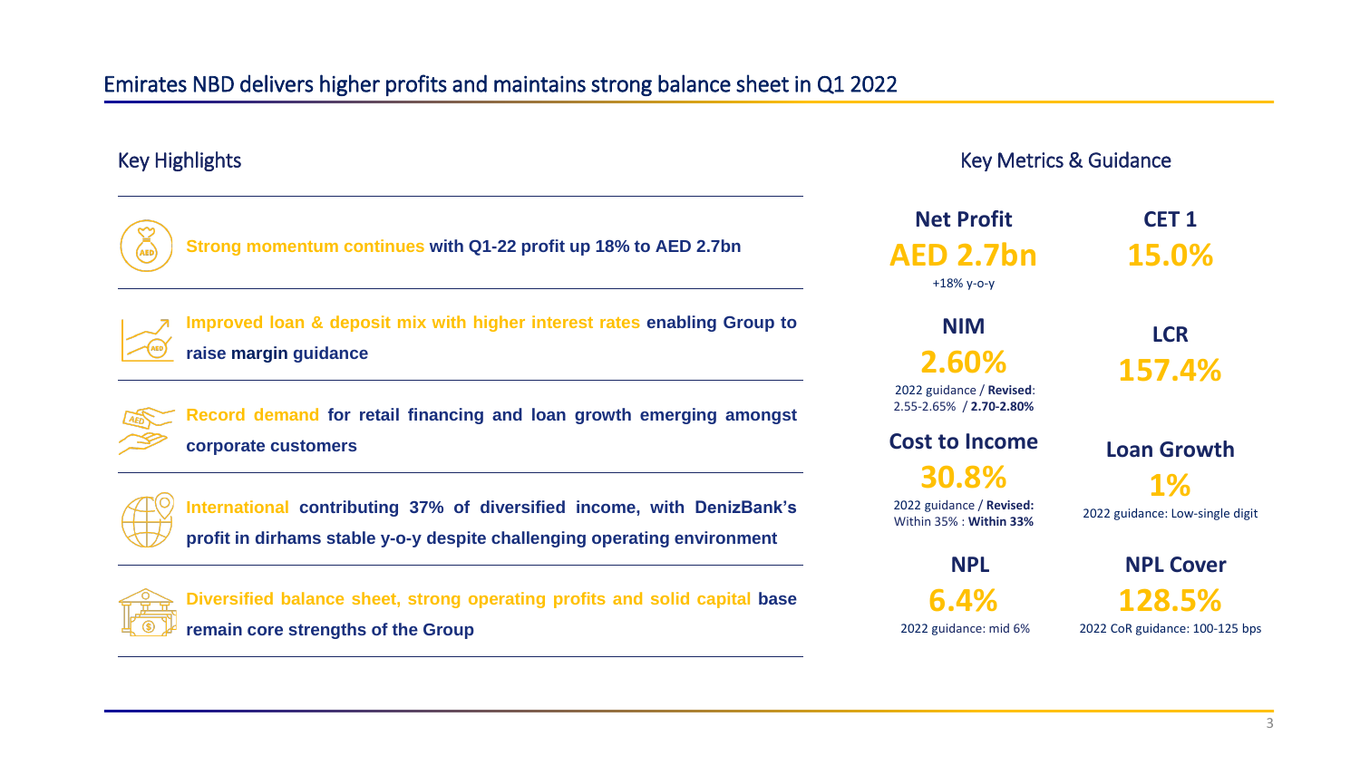# Emirates NBD delivers higher profits and maintains strong balance sheet in Q1 2022

## Key Highlights

**Strong momentum continues with Q1-22 profit up 18% to AED 2.7bn**

**Improved loan & deposit mix with higher interest rates enabling Group to raise margin guidance**

**Record demand for retail financing and loan growth emerging amongst corporate customers**

**International contributing 37% of diversified income, with DenizBank's profit in dirhams stable y-o-y despite challenging operating environment**

**Diversified balance sheet, strong operating profits and solid capital base remain core strengths of the Group**

## Key Metrics & Guidance

**Net Profit**
**AED 2.7bn**
+18% y-o-y

**CET 1**
**15.0%**

**NIM**
**2.60%**
2022 guidance / **Revised**: 2.55-2.65% / **2.70-2.80%**

**LCR**
**157.4%**

**Cost to Income**
**30.8%**
2022 guidance / **Revised:** Within 35% : **Within 33%**

**Loan Growth**
**1%**
2022 guidance: Low-single digit

**NPL**
**6.4%**
2022 guidance: mid 6%

**NPL Cover**
**128.5%**
2022 CoR guidance: 100-125 bps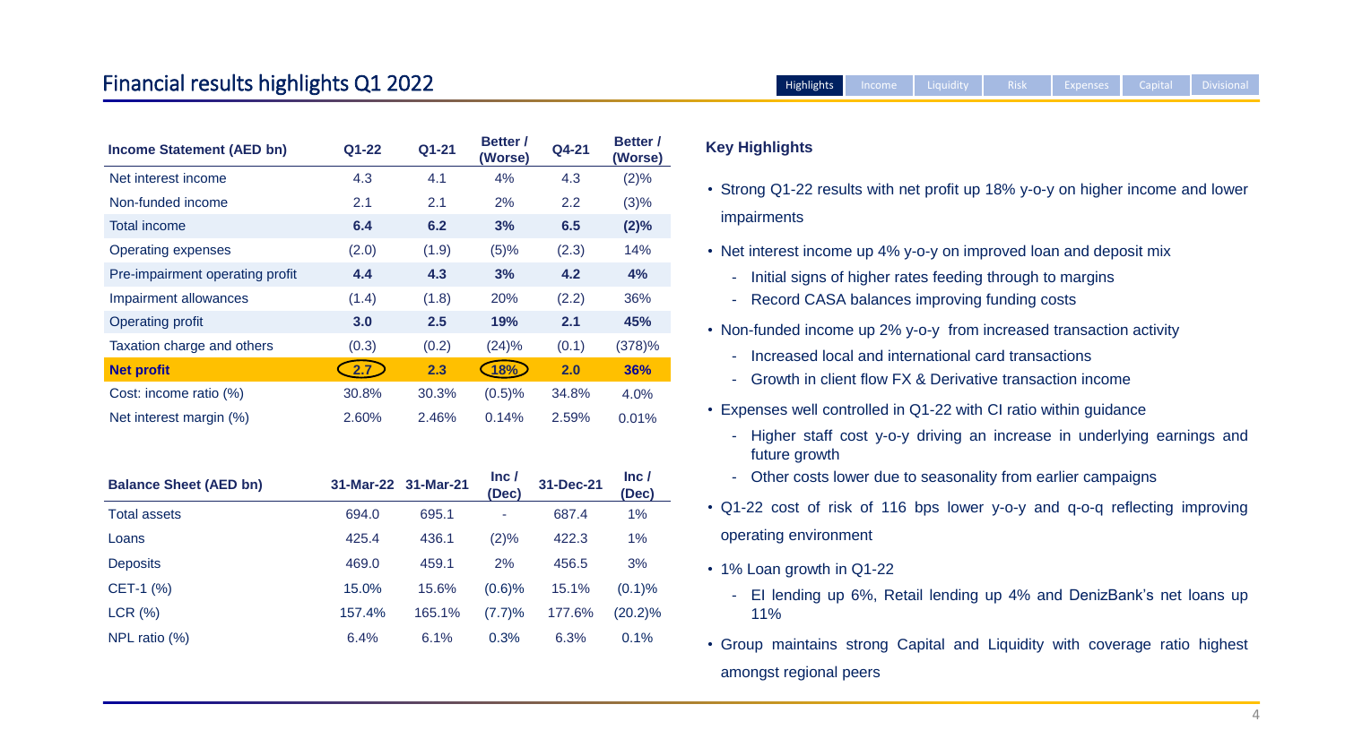# Financial results highlights Q1 2022

Highlights | Income | Liquidity | Risk | Expenses | Capital | Divisional

| Income Statement (AED bn) | Q1-22 | Q1-21 | Better / (Worse) | Q4-21 | Better / (Worse) |
|---|---|---|---|---|---|
| Net interest income | 4.3 | 4.1 | 4% | 4.3 | (2)% |
| Non-funded income | 2.1 | 2.1 | 2% | 2.2 | (3)% |
| **Total income** | **6.4** | **6.2** | **3%** | **6.5** | **(2)%** |
| Operating expenses | (2.0) | (1.9) | (5)% | (2.3) | 14% |
| **Pre-impairment operating profit** | **4.4** | **4.3** | **3%** | **4.2** | **4%** |
| Impairment allowances | (1.4) | (1.8) | 20% | (2.2) | 36% |
| **Operating profit** | **3.0** | **2.5** | **19%** | **2.1** | **45%** |
| Taxation charge and others | (0.3) | (0.2) | (24)% | (0.1) | (378)% |
| **Net profit** | **2.7** | **2.3** | **18%** | **2.0** | **36%** |
| Cost: income ratio (%) | 30.8% | 30.3% | (0.5)% | 34.8% | 4.0% |
| Net interest margin (%) | 2.60% | 2.46% | 0.14% | 2.59% | 0.01% |

| Balance Sheet (AED bn) | 31-Mar-22 | 31-Mar-21 | Inc / (Dec) | 31-Dec-21 | Inc / (Dec) |
|---|---|---|---|---|---|
| Total assets | 694.0 | 695.1 | - | 687.4 | 1% |
| Loans | 425.4 | 436.1 | (2)% | 422.3 | 1% |
| Deposits | 469.0 | 459.1 | 2% | 456.5 | 3% |
| CET-1 (%) | 15.0% | 15.6% | (0.6)% | 15.1% | (0.1)% |
| LCR (%) | 157.4% | 165.1% | (7.7)% | 177.6% | (20.2)% |
| NPL ratio (%) | 6.4% | 6.1% | 0.3% | 6.3% | 0.1% |

## Key Highlights

- Strong Q1-22 results with net profit up 18% y-o-y on higher income and lower impairments
- Net interest income up 4% y-o-y on improved loan and deposit mix
  - Initial signs of higher rates feeding through to margins
  - Record CASA balances improving funding costs
- Non-funded income up 2% y-o-y from increased transaction activity
  - Increased local and international card transactions
  - Growth in client flow FX & Derivative transaction income
- Expenses well controlled in Q1-22 with CI ratio within guidance
  - Higher staff cost y-o-y driving an increase in underlying earnings and future growth
  - Other costs lower due to seasonality from earlier campaigns
- Q1-22 cost of risk of 116 bps lower y-o-y and q-o-q reflecting improving operating environment
- 1% Loan growth in Q1-22
  - EI lending up 6%, Retail lending up 4% and DenizBank's net loans up 11%
- Group maintains strong Capital and Liquidity with coverage ratio highest amongst regional peers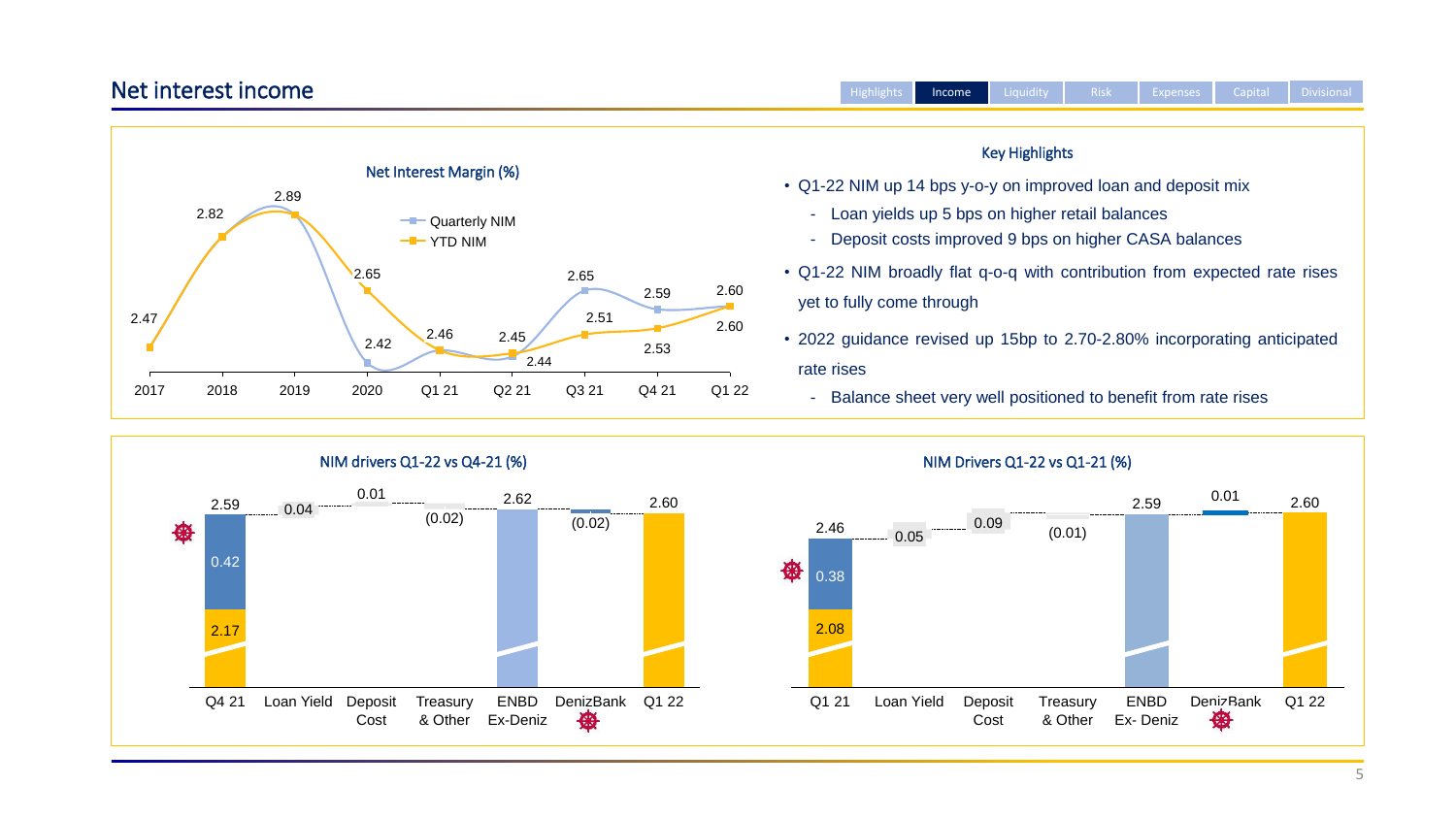# Net interest income

Highlights | **Income** | Liquidity | Risk | Expenses | Capital | Divisional

## Net Interest Margin (%)

| | 2017 | 2018 | 2019 | 2020 | Q1 21 | Q2 21 | Q3 21 | Q4 21 | Q1 22 |
|---|---|---|---|---|---|---|---|---|---|
| Quarterly NIM | | | | | 2.46 | 2.44 | 2.65 | 2.59 | 2.60 |
| YTD NIM | 2.47 | 2.82 | 2.89 | 2.65 | | 2.45 | 2.51 | 2.53 | 2.60 |

Other chart label: 2.42 (2020)

## Key Highlights

- Q1-22 NIM up 14 bps y-o-y on improved loan and deposit mix
  - Loan yields up 5 bps on higher retail balances
  - Deposit costs improved 9 bps on higher CASA balances
- Q1-22 NIM broadly flat q-o-q with contribution from expected rate rises yet to fully come through
- 2022 guidance revised up 15bp to 2.70-2.80% incorporating anticipated rate rises
  - Balance sheet very well positioned to benefit from rate rises

## NIM drivers Q1-22 vs Q4-21 (%)

| Q4 21 | Loan Yield | Deposit Cost | Treasury & Other | ENBD Ex-Deniz | DenizBank | Q1 22 |
|---|---|---|---|---|---|---|
| 2.59 (2.17 + 0.42 DenizBank) | 0.04 | 0.01 | (0.02) | 2.62 | (0.02) | 2.60 |

## NIM Drivers Q1-22 vs Q1-21 (%)

| Q1 21 | Loan Yield | Deposit Cost | Treasury & Other | ENBD Ex- Deniz | DenizBank | Q1 22 |
|---|---|---|---|---|---|---|
| 2.46 (2.08 + 0.38 DenizBank) | 0.05 | 0.09 | (0.01) | 2.59 | 0.01 | 2.60 |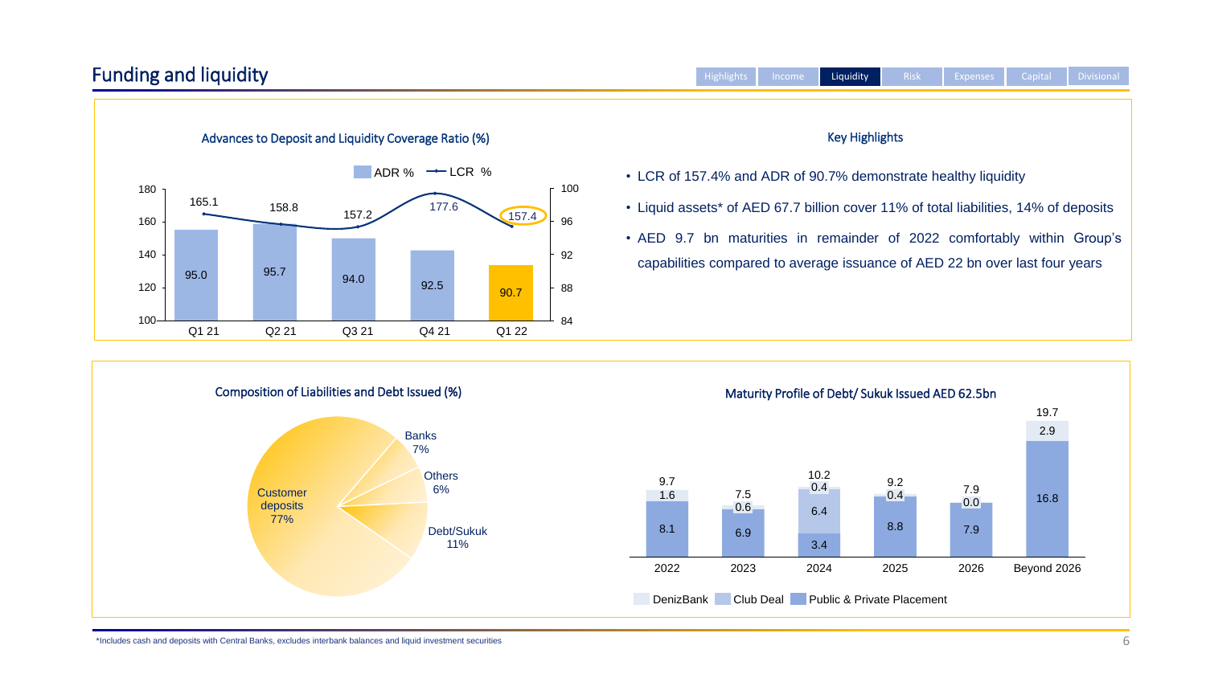# Funding and liquidity

Highlights | Income | Liquidity | Risk | Expenses | Capital | Divisional

### Advances to Deposit and Liquidity Coverage Ratio (%)

| | Q1 21 | Q2 21 | Q3 21 | Q4 21 | Q1 22 |
|---|---|---|---|---|---|
| ADR % | 95.0 | 95.7 | 94.0 | 92.5 | 90.7 |
| LCR % | 165.1 | 158.8 | 157.2 | 177.6 | 157.4 |

### Key Highlights

- LCR of 157.4% and ADR of 90.7% demonstrate healthy liquidity
- Liquid assets* of AED 67.7 billion cover 11% of total liabilities, 14% of deposits
- AED 9.7 bn maturities in remainder of 2022 comfortably within Group's capabilities compared to average issuance of AED 22 bn over last four years

### Composition of Liabilities and Debt Issued (%)

| Category | % |
|---|---|
| Customer deposits | 77% |
| Banks | 7% |
| Others | 6% |
| Debt/Sukuk | 11% |

### Maturity Profile of Debt/ Sukuk Issued AED 62.5bn

| | 2022 | 2023 | 2024 | 2025 | 2026 | Beyond 2026 |
|---|---|---|---|---|---|---|
| DenizBank | 1.6 | 0.6 | 0.4 | 0.4 | 0.0 | 2.9 |
| Club Deal | | | 6.4 | | | |
| Public & Private Placement | 8.1 | 6.9 | 3.4 | 8.8 | 7.9 | 16.8 |
| Total | 9.7 | 7.5 | 10.2 | 9.2 | 7.9 | 19.7 |

*Includes cash and deposits with Central Banks, excludes interbank balances and liquid investment securities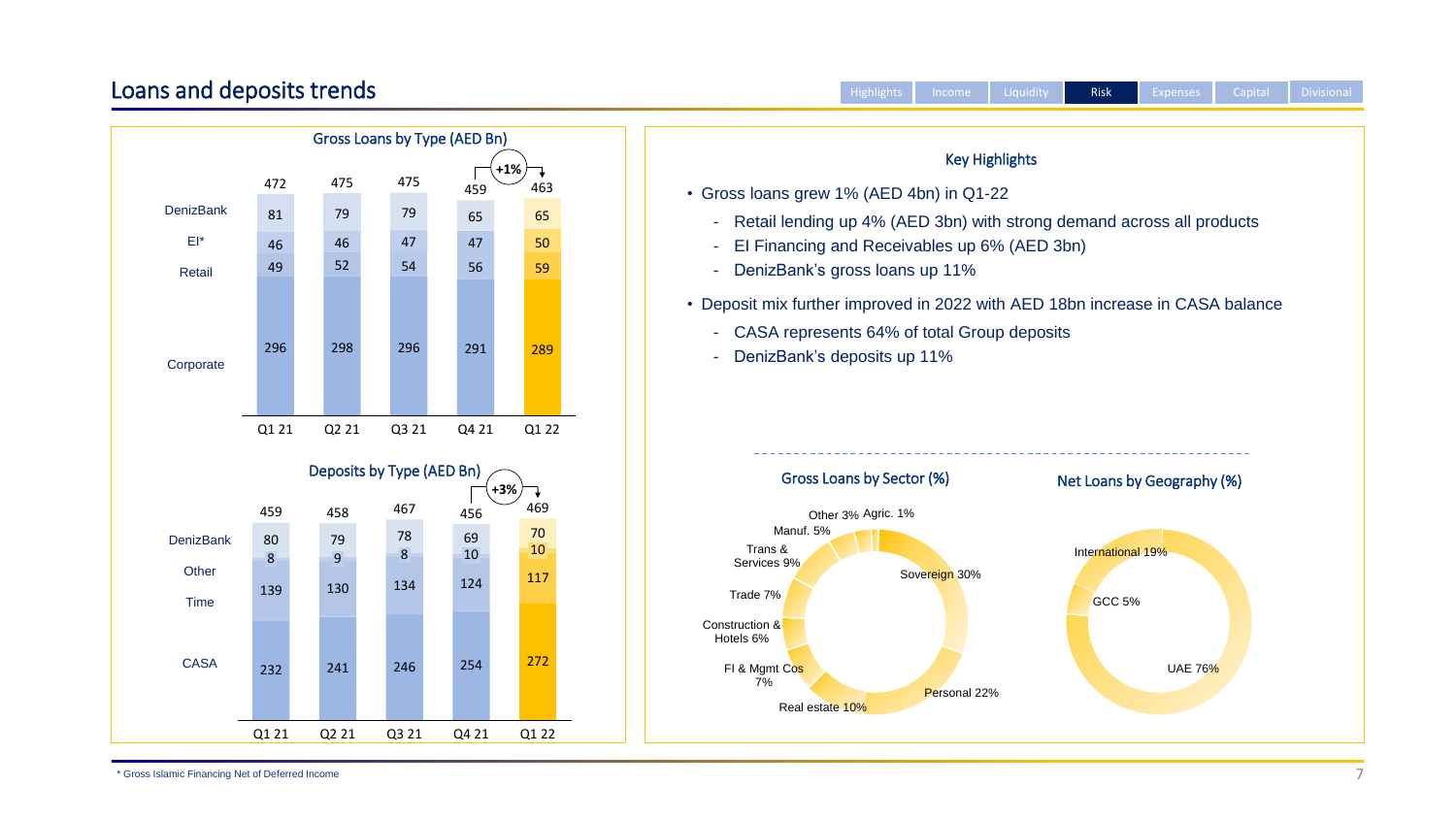# Loans and deposits trends

Highlights | Income | Liquidity | Risk | Expenses | Capital | Divisional

## Gross Loans by Type (AED Bn)

| | Q1 21 | Q2 21 | Q3 21 | Q4 21 | Q1 22 |
|---|---|---|---|---|---|
| DenizBank | 81 | 79 | 79 | 65 | 65 |
| EI* | 46 | 46 | 47 | 47 | 50 |
| Retail | 49 | 52 | 54 | 56 | 59 |
| Corporate | 296 | 298 | 296 | 291 | 289 |
| Total | 472 | 475 | 475 | 459 | 463 |

+1% (Q4 21 to Q1 22)

## Deposits by Type (AED Bn)

| | Q1 21 | Q2 21 | Q3 21 | Q4 21 | Q1 22 |
|---|---|---|---|---|---|
| DenizBank | 80 | 79 | 78 | 69 | 70 |
| Other | 8 | 9 | 8 | 10 | 10 |
| Time | 139 | 130 | 134 | 124 | 117 |
| CASA | 232 | 241 | 246 | 254 | 272 |
| Total | 459 | 458 | 467 | 456 | 469 |

+3% (Q4 21 to Q1 22)

## Key Highlights

- Gross loans grew 1% (AED 4bn) in Q1-22
  - Retail lending up 4% (AED 3bn) with strong demand across all products
  - EI Financing and Receivables up 6% (AED 3bn)
  - DenizBank's gross loans up 11%
- Deposit mix further improved in 2022 with AED 18bn increase in CASA balance
  - CASA represents 64% of total Group deposits
  - DenizBank's deposits up 11%

## Gross Loans by Sector (%)

| Sector | % |
|---|---|
| Sovereign | 30% |
| Personal | 22% |
| Real estate | 10% |
| FI & Mgmt Cos | 7% |
| Construction & Hotels | 6% |
| Trade | 7% |
| Trans & Services | 9% |
| Manuf. | 5% |
| Other | 3% |
| Agric. | 1% |

## Net Loans by Geography (%)

| Geography | % |
|---|---|
| UAE | 76% |
| GCC | 5% |
| International | 19% |

* Gross Islamic Financing Net of Deferred Income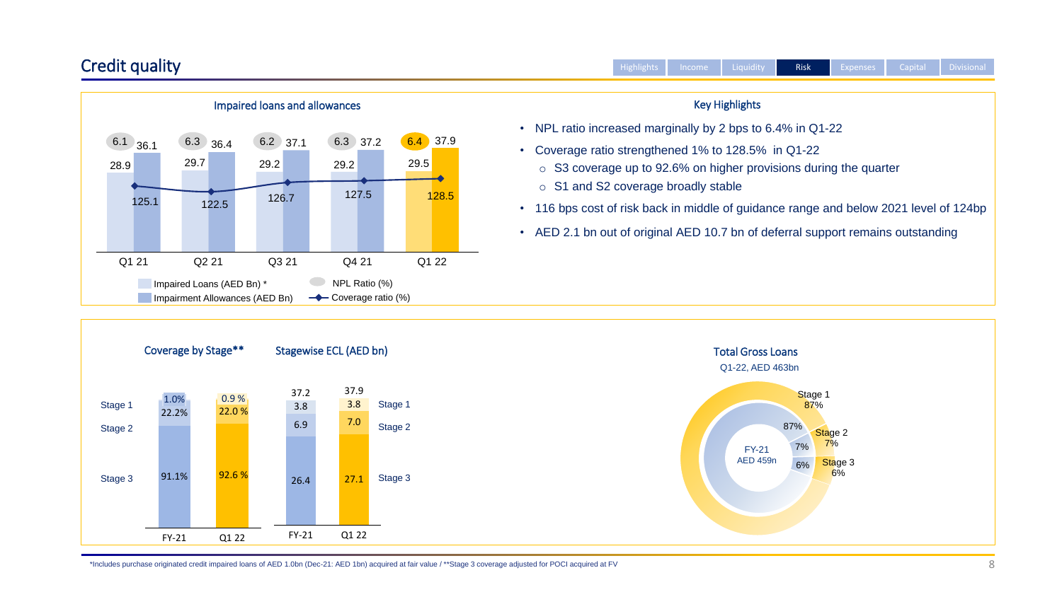# Credit quality

Highlights | Income | Liquidity | Risk | Expenses | Capital | Divisional

## Impaired loans and allowances

| | Q1 21 | Q2 21 | Q3 21 | Q4 21 | Q1 22 |
|---|---|---|---|---|---|
| NPL Ratio (%) | 6.1 | 6.3 | 6.2 | 6.3 | 6.4 |
| Impaired Loans (AED Bn) * | 28.9 | 29.7 | 29.2 | 29.2 | 29.5 |
| Impairment Allowances (AED Bn) | 36.1 | 36.4 | 37.1 | 37.2 | 37.9 |
| Coverage ratio (%) | 125.1 | 122.5 | 126.7 | 127.5 | 128.5 |

## Key Highlights

- NPL ratio increased marginally by 2 bps to 6.4% in Q1-22
- Coverage ratio strengthened 1% to 128.5% in Q1-22
  - S3 coverage up to 92.6% on higher provisions during the quarter
  - S1 and S2 coverage broadly stable
- 116 bps cost of risk back in middle of guidance range and below 2021 level of 124bp
- AED 2.1 bn out of original AED 10.7 bn of deferral support remains outstanding

## Coverage by Stage**

| | FY-21 | Q1 22 |
|---|---|---|
| Stage 1 | 1.0% | 0.9 % |
| Stage 2 | 22.2% | 22.0 % |
| Stage 3 | 91.1% | 92.6 % |

## Stagewise ECL (AED bn)

| | FY-21 | Q1 22 |
|---|---|---|
| Stage 1 | 3.8 | 3.8 |
| Stage 2 | 6.9 | 7.0 |
| Stage 3 | 26.4 | 27.1 |
| Total | 37.2 | 37.9 |

## Total Gross Loans

Q1-22, AED 463bn

| | FY-21 (AED 459n) | Q1-22 |
|---|---|---|
| Stage 1 | 87% | 87% |
| Stage 2 | 7% | 7% |
| Stage 3 | 6% | 6% |

*Includes purchase originated credit impaired loans of AED 1.0bn (Dec-21: AED 1bn) acquired at fair value / **Stage 3 coverage adjusted for POCI acquired at FV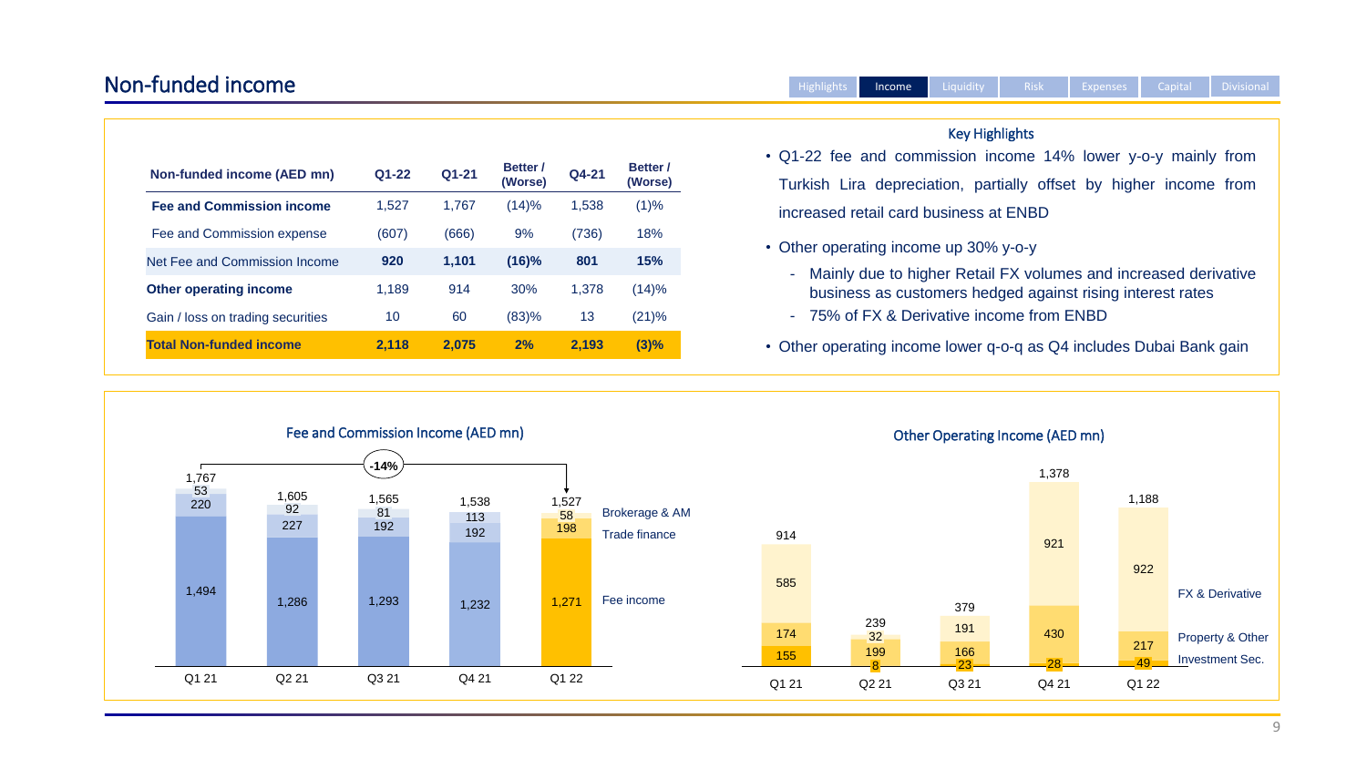# Non-funded income

| Non-funded income (AED mn) | Q1-22 | Q1-21 | Better / (Worse) | Q4-21 | Better / (Worse) |
|---|---|---|---|---|---|
| **Fee and Commission income** | 1,527 | 1,767 | (14)% | 1,538 | (1)% |
| Fee and Commission expense | (607) | (666) | 9% | (736) | 18% |
| Net Fee and Commission Income | **920** | **1,101** | **(16)%** | **801** | **15%** |
| **Other operating income** | 1,189 | 914 | 30% | 1,378 | (14)% |
| Gain / loss on trading securities | 10 | 60 | (83)% | 13 | (21)% |
| **Total Non-funded income** | **2,118** | **2,075** | **2%** | **2,193** | **(3)%** |

### Key Highlights

- Q1-22 fee and commission income 14% lower y-o-y mainly from Turkish Lira depreciation, partially offset by higher income from increased retail card business at ENBD
- Other operating income up 30% y-o-y
  - Mainly due to higher Retail FX volumes and increased derivative business as customers hedged against rising interest rates
  - 75% of FX & Derivative income from ENBD
- Other operating income lower q-o-q as Q4 includes Dubai Bank gain

### Fee and Commission Income (AED mn)

| | Q1 21 | Q2 21 | Q3 21 | Q4 21 | Q1 22 |
|---|---|---|---|---|---|
| Brokerage & AM | 53 | 92 | 81 | 113 | 58 |
| Trade finance | 220 | 227 | 192 | 192 | 198 |
| Fee income | 1,494 | 1,286 | 1,293 | 1,232 | 1,271 |
| Total | 1,767 | 1,605 | 1,565 | 1,538 | 1,527 |

Q1 21 to Q1 22: -14%

### Other Operating Income (AED mn)

| | Q1 21 | Q2 21 | Q3 21 | Q4 21 | Q1 22 |
|---|---|---|---|---|---|
| FX & Derivative | 585 | 32 | 191 | 921 | 922 |
| Property & Other | 174 | 199 | 166 | 430 | 217 |
| Investment Sec. | 155 | 8 | 23 | 28 | 49 |
| Total | 914 | 239 | 379 | 1,378 | 1,188 |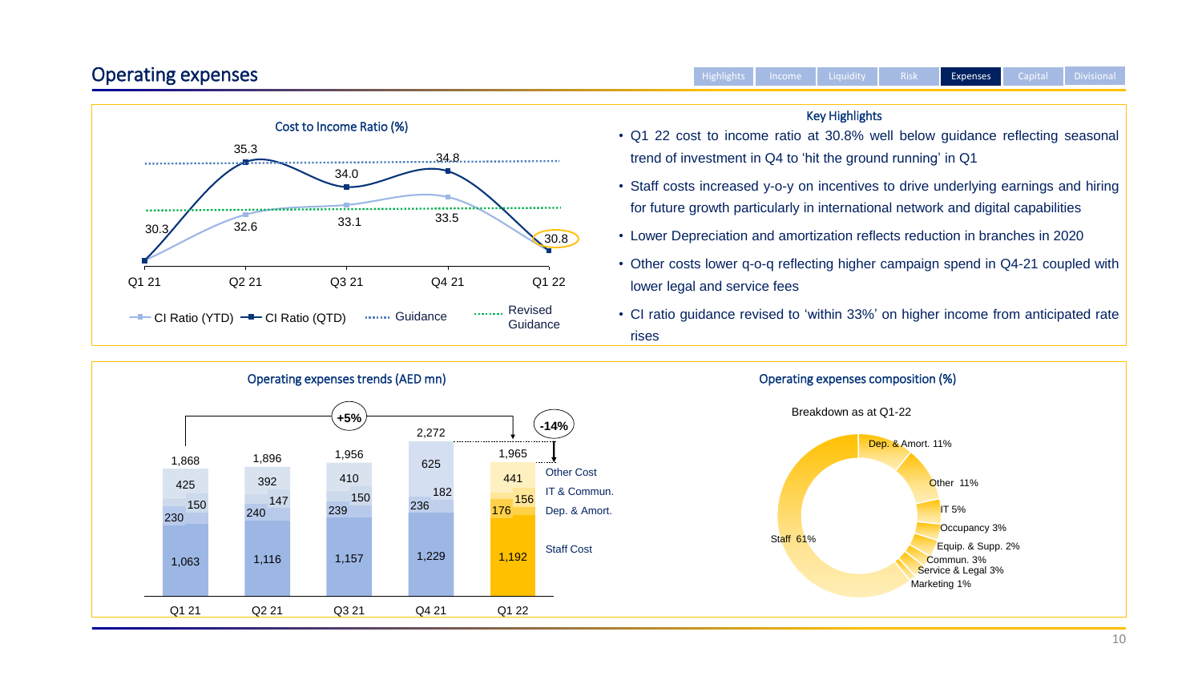# Operating expenses

Highlights | Income | Liquidity | Risk | **Expenses** | Capital | Divisional

## Cost to Income Ratio (%)

| | Q1 21 | Q2 21 | Q3 21 | Q4 21 | Q1 22 |
|---|---|---|---|---|---|
| CI Ratio (YTD) | 30.3 | 32.6 | 33.1 | 33.5 | 30.8 |
| CI Ratio (QTD) | 30.3 | 35.3 | 34.0 | 34.8 | 30.8 |

Legend: CI Ratio (YTD), CI Ratio (QTD), Guidance, Revised Guidance

## Key Highlights

- Q1 22 cost to income ratio at 30.8% well below guidance reflecting seasonal trend of investment in Q4 to 'hit the ground running' in Q1
- Staff costs increased y-o-y on incentives to drive underlying earnings and hiring for future growth particularly in international network and digital capabilities
- Lower Depreciation and amortization reflects reduction in branches in 2020
- Other costs lower q-o-q reflecting higher campaign spend in Q4-21 coupled with lower legal and service fees
- CI ratio guidance revised to 'within 33%' on higher income from anticipated rate rises

## Operating expenses trends (AED mn)

| | Q1 21 | Q2 21 | Q3 21 | Q4 21 | Q1 22 |
|---|---|---|---|---|---|
| Other Cost | 425 | 392 | 410 | 625 | 441 |
| IT & Commun. | 150 | 147 | 150 | 182 | 156 |
| Dep. & Amort. | 230 | 240 | 239 | 236 | 176 |
| Staff Cost | 1,063 | 1,116 | 1,157 | 1,229 | 1,192 |
| **Total** | 1,868 | 1,896 | 1,956 | 2,272 | 1,965 |

+5% (Q1 21 to Q1 22); -14% (Q4 21 to Q1 22)

## Operating expenses composition (%)

Breakdown as at Q1-22

| Category | % |
|---|---|
| Staff | 61% |
| Dep. & Amort. | 11% |
| Other | 11% |
| IT | 5% |
| Occupancy | 3% |
| Equip. & Supp. | 2% |
| Commun. | 3% |
| Service & Legal | 3% |
| Marketing | 1% |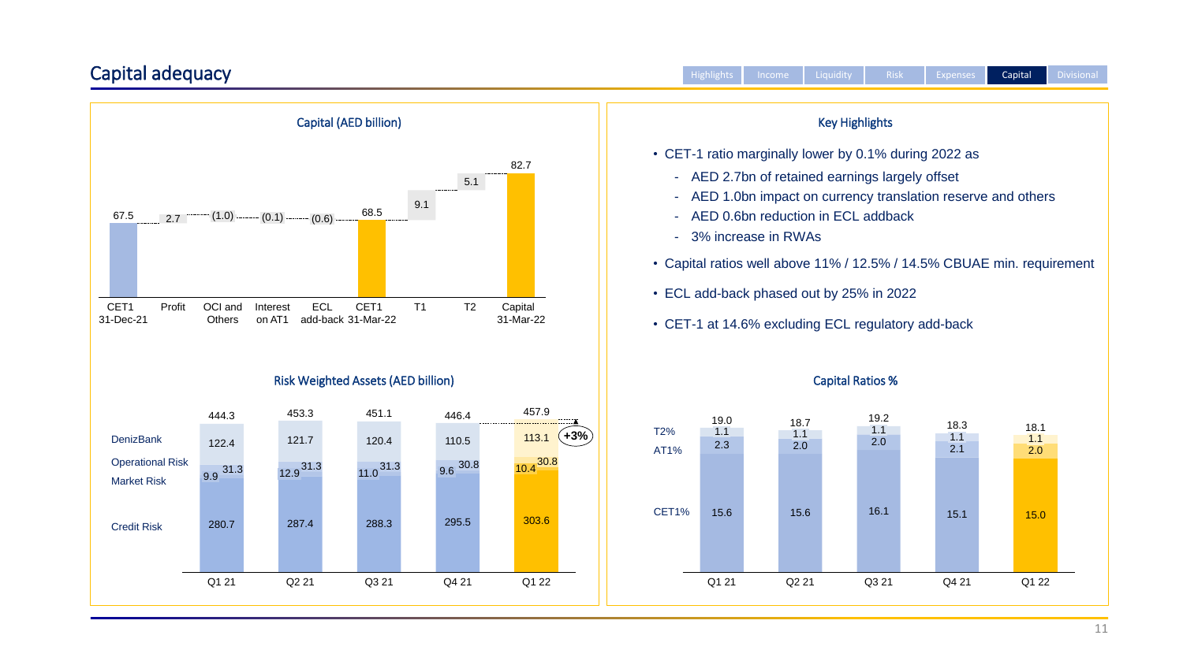# Capital adequacy

Highlights | Income | Liquidity | Risk | Expenses | Capital | Divisional

## Capital (AED billion)

| | CET1 31-Dec-21 | Profit | OCI and Others | Interest on AT1 | ECL add-back | CET1 31-Mar-22 | T1 | T2 | Capital 31-Mar-22 |
|---|---|---|---|---|---|---|---|---|---|
| AED billion | 67.5 | 2.7 | (1.0) | (0.1) | (0.6) | 68.5 | 9.1 | 5.1 | 82.7 |

## Risk Weighted Assets (AED billion)

| | Q1 21 | Q2 21 | Q3 21 | Q4 21 | Q1 22 |
|---|---|---|---|---|---|
| DenizBank | 122.4 | 121.7 | 120.4 | 110.5 | 113.1 |
| Operational Risk | 31.3 | 31.3 | 31.3 | 30.8 | 30.8 |
| Market Risk | 9.9 | 12.9 | 11.0 | 9.6 | 10.4 |
| Credit Risk | 280.7 | 287.4 | 288.3 | 295.5 | 303.6 |
| Total | 444.3 | 453.3 | 451.1 | 446.4 | 457.9 |

+3%

## Key Highlights

- CET-1 ratio marginally lower by 0.1% during 2022 as
  - AED 2.7bn of retained earnings largely offset
  - AED 1.0bn impact on currency translation reserve and others
  - AED 0.6bn reduction in ECL addback
  - 3% increase in RWAs
- Capital ratios well above 11% / 12.5% / 14.5% CBUAE min. requirement
- ECL add-back phased out by 25% in 2022
- CET-1 at 14.6% excluding ECL regulatory add-back

## Capital Ratios %

| | Q1 21 | Q2 21 | Q3 21 | Q4 21 | Q1 22 |
|---|---|---|---|---|---|
| T2% | 1.1 | 1.1 | 1.1 | 1.1 | 1.1 |
| AT1% | 2.3 | 2.0 | 2.0 | 2.1 | 2.0 |
| CET1% | 15.6 | 15.6 | 16.1 | 15.1 | 15.0 |
| Total | 19.0 | 18.7 | 19.2 | 18.3 | 18.1 |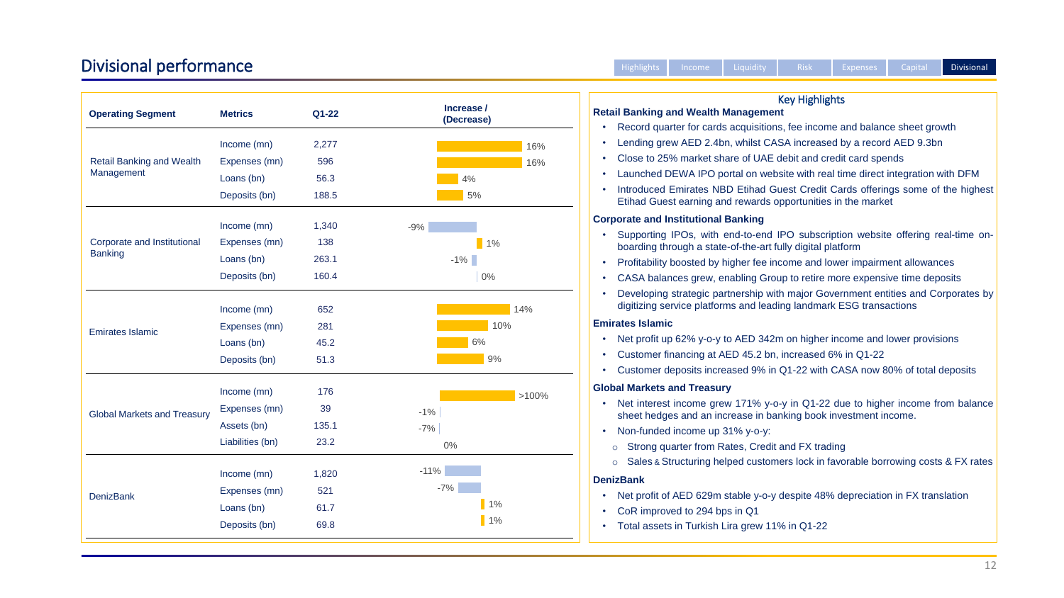# Divisional performance

| Operating Segment | Metrics | Q1-22 | Increase / (Decrease) |
|---|---|---|---|
| Retail Banking and Wealth Management | Income (mn) | 2,277 | 16% |
| | Expenses (mn) | 596 | 16% |
| | Loans (bn) | 56.3 | 4% |
| | Deposits (bn) | 188.5 | 5% |
| Corporate and Institutional Banking | Income (mn) | 1,340 | -9% |
| | Expenses (mn) | 138 | 1% |
| | Loans (bn) | 263.1 | -1% |
| | Deposits (bn) | 160.4 | 0% |
| Emirates Islamic | Income (mn) | 652 | 14% |
| | Expenses (mn) | 281 | 10% |
| | Loans (bn) | 45.2 | 6% |
| | Deposits (bn) | 51.3 | 9% |
| Global Markets and Treasury | Income (mn) | 176 | >100% |
| | Expenses (mn) | 39 | -1% |
| | Assets (bn) | 135.1 | -7% |
| | Liabilities (bn) | 23.2 | 0% |
| DenizBank | Income (mn) | 1,820 | -11% |
| | Expenses (mn) | 521 | -7% |
| | Loans (bn) | 61.7 | 1% |
| | Deposits (bn) | 69.8 | 1% |

## Key Highlights

**Retail Banking and Wealth Management**

- Record quarter for cards acquisitions, fee income and balance sheet growth
- Lending grew AED 2.4bn, whilst CASA increased by a record AED 9.3bn
- Close to 25% market share of UAE debit and credit card spends
- Launched DEWA IPO portal on website with real time direct integration with DFM
- Introduced Emirates NBD Etihad Guest Credit Cards offerings some of the highest Etihad Guest earning and rewards opportunities in the market

**Corporate and Institutional Banking**

- Supporting IPOs, with end-to-end IPO subscription website offering real-time on-boarding through a state-of-the-art fully digital platform
- Profitability boosted by higher fee income and lower impairment allowances
- CASA balances grew, enabling Group to retire more expensive time deposits
- Developing strategic partnership with major Government entities and Corporates by digitizing service platforms and leading landmark ESG transactions

**Emirates Islamic**

- Net profit up 62% y-o-y to AED 342m on higher income and lower provisions
- Customer financing at AED 45.2 bn, increased 6% in Q1-22
- Customer deposits increased 9% in Q1-22 with CASA now 80% of total deposits

**Global Markets and Treasury**

- Net interest income grew 171% y-o-y in Q1-22 due to higher income from balance sheet hedges and an increase in banking book investment income.
- Non-funded income up 31% y-o-y:
  - Strong quarter from Rates, Credit and FX trading
  - Sales & Structuring helped customers lock in favorable borrowing costs & FX rates

**DenizBank**

- Net profit of AED 629m stable y-o-y despite 48% depreciation in FX translation
- CoR improved to 294 bps in Q1
- Total assets in Turkish Lira grew 11% in Q1-22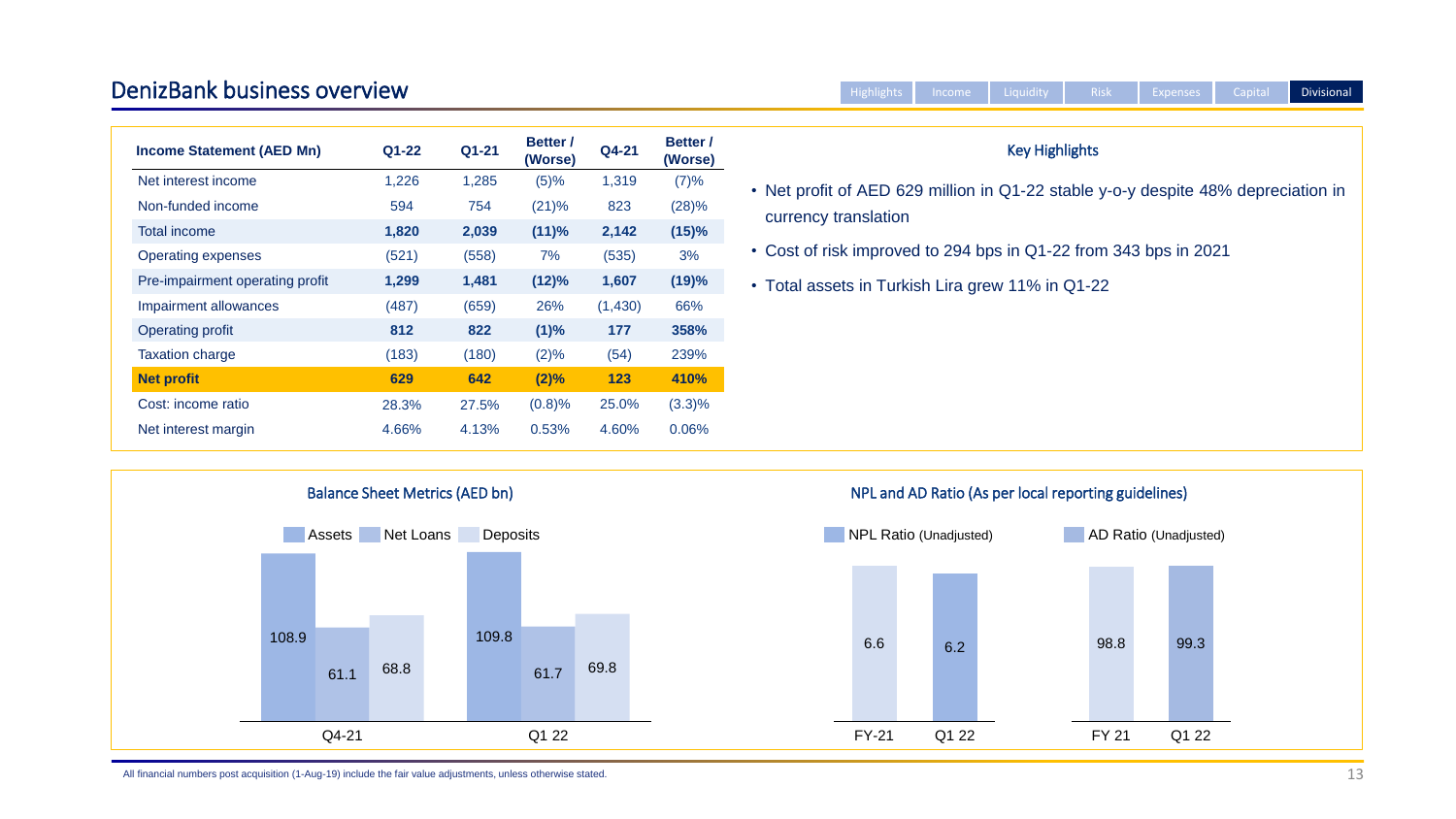# DenizBank business overview

| Income Statement (AED Mn) | Q1-22 | Q1-21 | Better / (Worse) | Q4-21 | Better / (Worse) |
|---|---|---|---|---|---|
| Net interest income | 1,226 | 1,285 | (5)% | 1,319 | (7)% |
| Non-funded income | 594 | 754 | (21)% | 823 | (28)% |
| **Total income** | **1,820** | **2,039** | **(11)%** | **2,142** | **(15)%** |
| Operating expenses | (521) | (558) | 7% | (535) | 3% |
| **Pre-impairment operating profit** | **1,299** | **1,481** | **(12)%** | **1,607** | **(19)%** |
| Impairment allowances | (487) | (659) | 26% | (1,430) | 66% |
| **Operating profit** | **812** | **822** | **(1)%** | **177** | **358%** |
| Taxation charge | (183) | (180) | (2)% | (54) | 239% |
| **Net profit** | **629** | **642** | **(2)%** | **123** | **410%** |
| Cost: income ratio | 28.3% | 27.5% | (0.8)% | 25.0% | (3.3)% |
| Net interest margin | 4.66% | 4.13% | 0.53% | 4.60% | 0.06% |

### Key Highlights

- Net profit of AED 629 million in Q1-22 stable y-o-y despite 48% depreciation in currency translation
- Cost of risk improved to 294 bps in Q1-22 from 343 bps in 2021
- Total assets in Turkish Lira grew 11% in Q1-22

### Balance Sheet Metrics (AED bn)

| | Assets | Net Loans | Deposits |
|---|---|---|---|
| Q4-21 | 108.9 | 61.1 | 68.8 |
| Q1 22 | 109.8 | 61.7 | 69.8 |

### NPL and AD Ratio (As per local reporting guidelines)

| | NPL Ratio (Unadjusted) |
|---|---|
| FY-21 | 6.6 |
| Q1 22 | 6.2 |

| | AD Ratio (Unadjusted) |
|---|---|
| FY 21 | 98.8 |
| Q1 22 | 99.3 |

All financial numbers post acquisition (1-Aug-19) include the fair value adjustments, unless otherwise stated.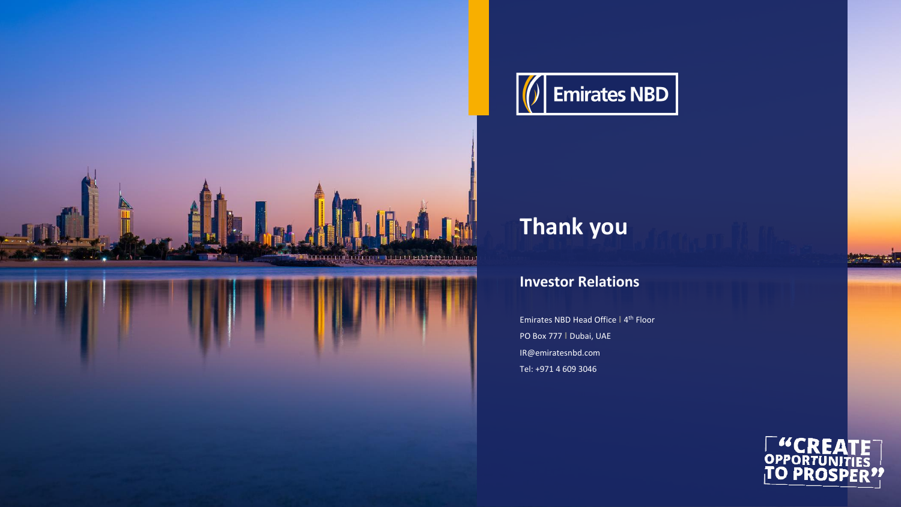Emirates NBD

# Thank you

## Investor Relations

Emirates NBD Head Office | 4th Floor

PO Box 777 | Dubai, UAE

IR@emiratesnbd.com

Tel: +971 4 609 3046

"CREATE OPPORTUNITIES TO PROSPER"